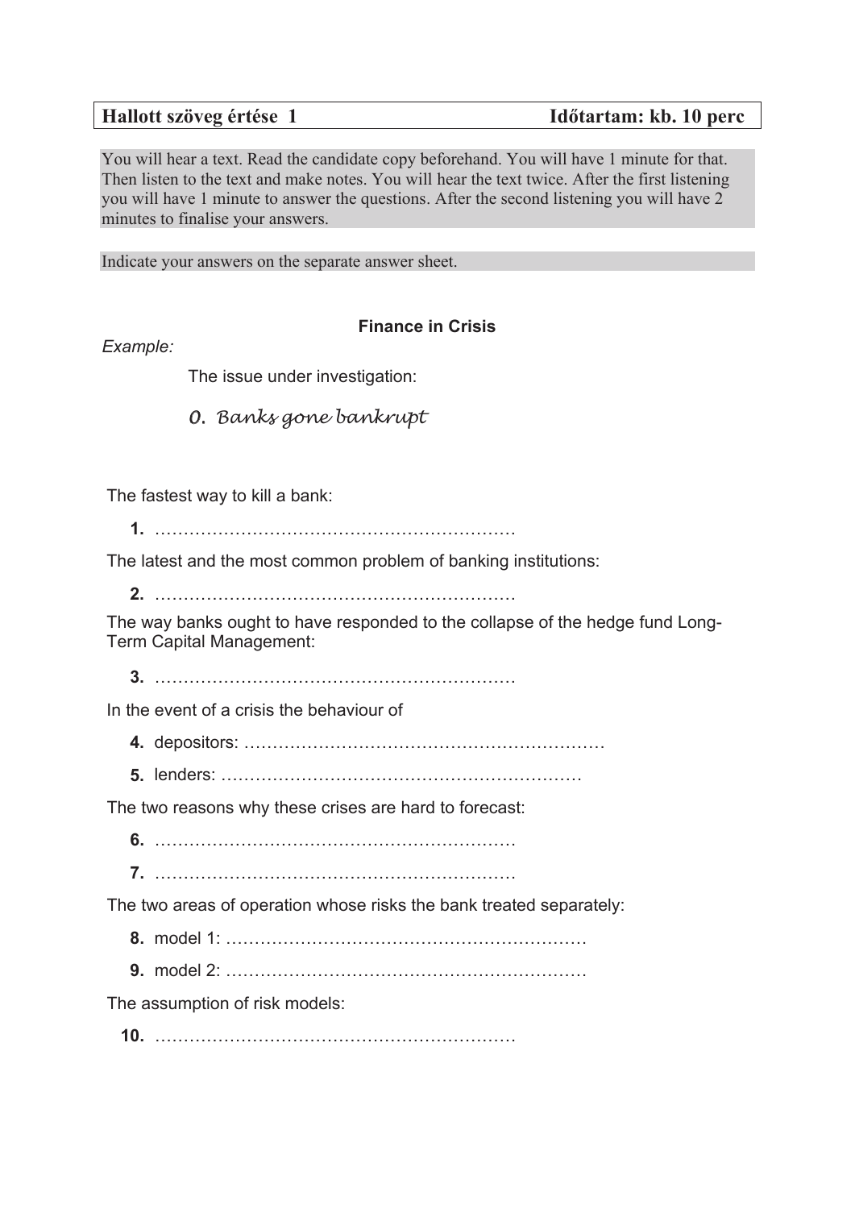**Hallott szöveg értése 1** **Időtartam: kb. 10 perc**

You will hear a text. Read the candidate copy beforehand. You will have 1 minute for that. Then listen to the text and make notes. You will hear the text twice. After the first listening you will have 1 minute to answer the questions. After the second listening you will have 2 minutes to finalise your answers.

Indicate your answers on the separate answer sheet.

## Finance in Crisis

*Example:*

The issue under investigation:

*0. Banks gone bankrupt*

The fastest way to kill a bank:

**1.** ………………………………………………………

The latest and the most common problem of banking institutions:

**2.** ………………………………………………………

The way banks ought to have responded to the collapse of the hedge fund Long-Term Capital Management:

**3.** ………………………………………………………

In the event of a crisis the behaviour of

**4.** depositors: ………………………………………………………

**5.** lenders: ………………………………………………………

The two reasons why these crises are hard to forecast:

**6.** ………………………………………………………

**7.** ………………………………………………………

The two areas of operation whose risks the bank treated separately:

**8.** model 1: ………………………………………………………

**9.** model 2: ………………………………………………………

The assumption of risk models:

**10.** ………………………………………………………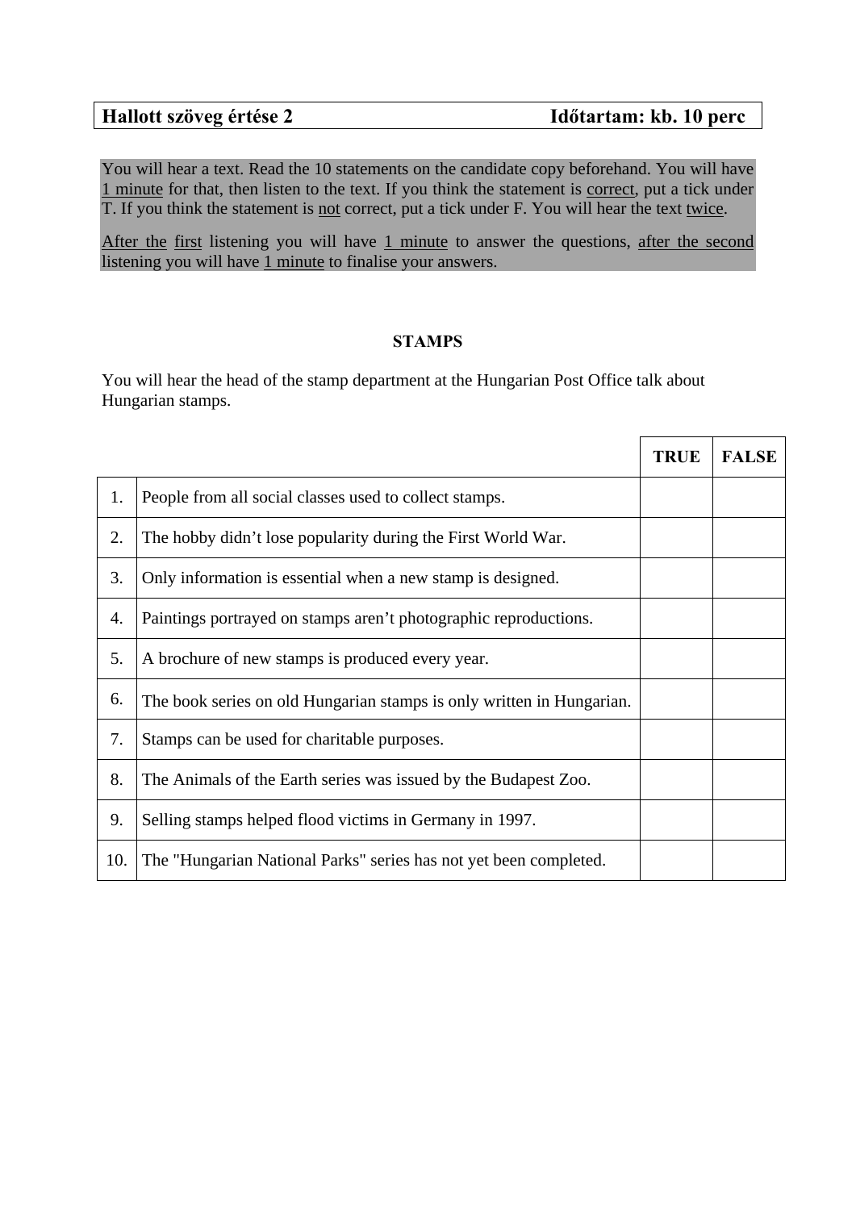| **Hallott szöveg értése 2** | **Időtartam: kb. 10 perc** |
|---|---|

You will hear a text. Read the 10 statements on the candidate copy beforehand. You will have 1 minute for that, then listen to the text. If you think the statement is correct, put a tick under T. If you think the statement is not correct, put a tick under F. You will hear the text twice.

After the first listening you will have 1 minute to answer the questions, after the second listening you will have 1 minute to finalise your answers.

**STAMPS**

You will hear the head of the stamp department at the Hungarian Post Office talk about Hungarian stamps.

| | | TRUE | FALSE |
|---|---|---|---|
| 1. | People from all social classes used to collect stamps. | | |
| 2. | The hobby didn't lose popularity during the First World War. | | |
| 3. | Only information is essential when a new stamp is designed. | | |
| 4. | Paintings portrayed on stamps aren't photographic reproductions. | | |
| 5. | A brochure of new stamps is produced every year. | | |
| 6. | The book series on old Hungarian stamps is only written in Hungarian. | | |
| 7. | Stamps can be used for charitable purposes. | | |
| 8. | The Animals of the Earth series was issued by the Budapest Zoo. | | |
| 9. | Selling stamps helped flood victims in Germany in 1997. | | |
| 10. | The "Hungarian National Parks" series has not yet been completed. | | |